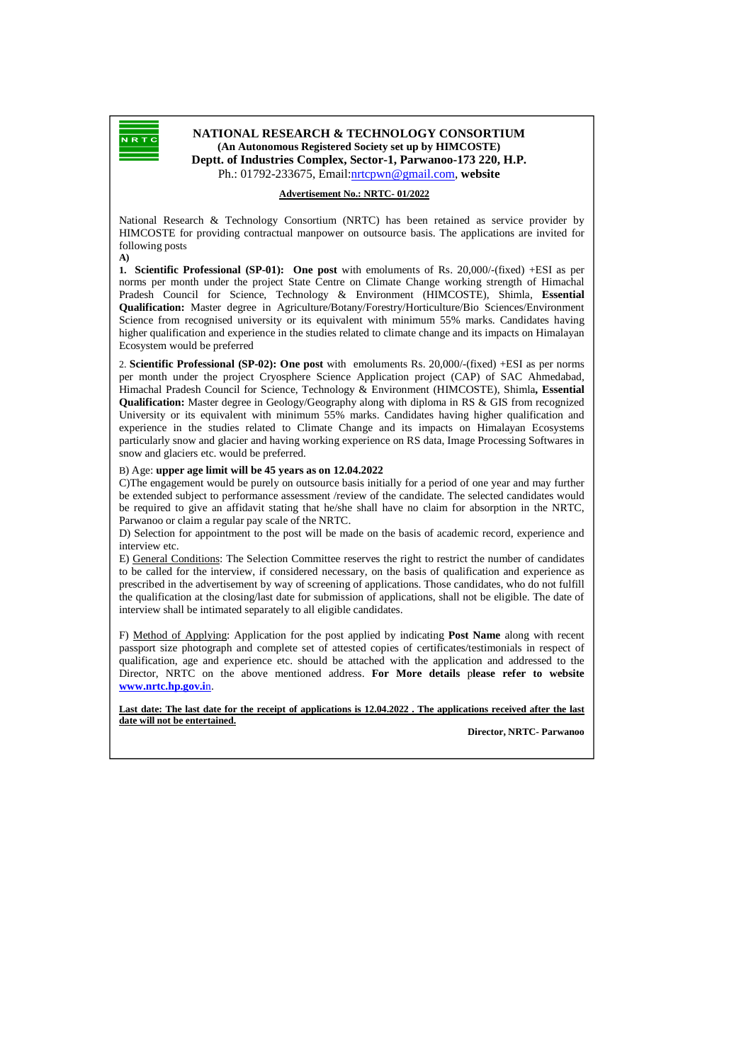# NATIONAL RESEARCH & TECHNOLOGY CONSORTIUM

**(An Autonomous Registered Society set up by HIMCOSTE)**

**Deptt. of Industries Complex, Sector-1, Parwanoo-173 220, H.P.**

Ph.: 01792-233675, Email:nrtcpwn@gmail.com, **website**

**Advertisement No.: NRTC- 01/2022**

National Research & Technology Consortium (NRTC) has been retained as service provider by HIMCOSTE for providing contractual manpower on outsource basis. The applications are invited for following posts

**A)**

1. **Scientific Professional (SP-01): One post** with emoluments of Rs. 20,000/-(fixed) +ESI as per norms per month under the project State Centre on Climate Change working strength of Himachal Pradesh Council for Science, Technology & Environment (HIMCOSTE), Shimla, **Essential Qualification:** Master degree in Agriculture/Botany/Forestry/Horticulture/Bio Sciences/Environment Science from recognised university or its equivalent with minimum 55% marks. Candidates having higher qualification and experience in the studies related to climate change and its impacts on Himalayan Ecosystem would be preferred

2. **Scientific Professional (SP-02): One post** with emoluments Rs. 20,000/-(fixed) +ESI as per norms per month under the project Cryosphere Science Application project (CAP) of SAC Ahmedabad, Himachal Pradesh Council for Science, Technology & Environment (HIMCOSTE), Shimla**, Essential Qualification:** Master degree in Geology/Geography along with diploma in RS & GIS from recognized University or its equivalent with minimum 55% marks. Candidates having higher qualification and experience in the studies related to Climate Change and its impacts on Himalayan Ecosystems particularly snow and glacier and having working experience on RS data, Image Processing Softwares in snow and glaciers etc. would be preferred.

B) Age: **upper age limit will be 45 years as on 12.04.2022**

C)The engagement would be purely on outsource basis initially for a period of one year and may further be extended subject to performance assessment /review of the candidate. The selected candidates would be required to give an affidavit stating that he/she shall have no claim for absorption in the NRTC, Parwanoo or claim a regular pay scale of the NRTC.

D) Selection for appointment to the post will be made on the basis of academic record, experience and interview etc.

E) General Conditions: The Selection Committee reserves the right to restrict the number of candidates to be called for the interview, if considered necessary, on the basis of qualification and experience as prescribed in the advertisement by way of screening of applications. Those candidates, who do not fulfill the qualification at the closing/last date for submission of applications, shall not be eligible. The date of interview shall be intimated separately to all eligible candidates.

F) Method of Applying: Application for the post applied by indicating **Post Name** along with recent passport size photograph and complete set of attested copies of certificates/testimonials in respect of qualification, age and experience etc. should be attached with the application and addressed to the Director, NRTC on the above mentioned address. **For More details** p**lease refer to website www.nrtc.hp.gov.i**n.

**Last date: The last date for the receipt of applications is 12.04.2022 . The applications received after the last date will not be entertained.**

**Director, NRTC- Parwanoo**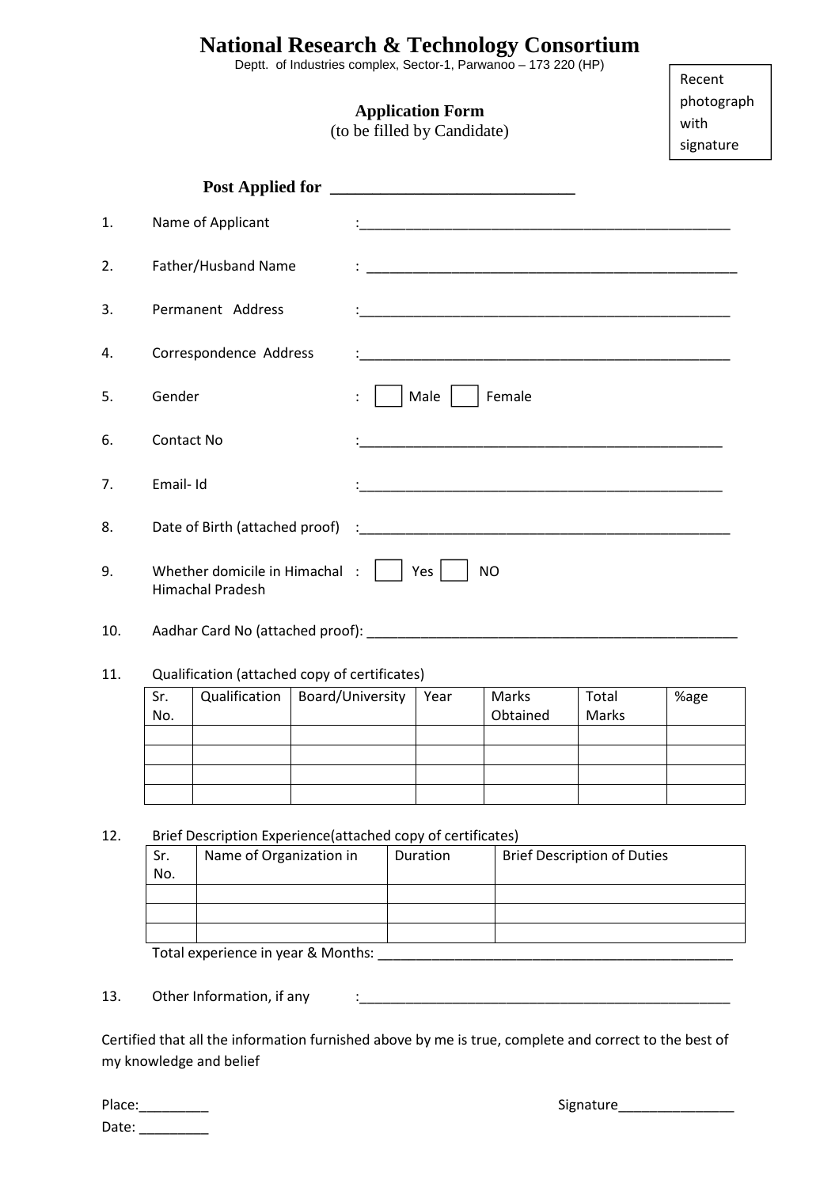# National Research & Technology Consortium

Deptt. of Industries complex, Sector-1, Parwanoo – 173 220 (HP)

Recent photograph with signature

**Application Form**
(to be filled by Candidate)

**Post Applied for** ______________________________

1. Name of Applicant :_______________________________________________

2. Father/Husband Name : _______________________________________________

3. Permanent Address :_______________________________________________

4. Correspondence Address :_______________________________________________

5. Gender : ☐ Male ☐ Female

6. Contact No :_______________________________________________

7. Email- Id :_______________________________________________

8. Date of Birth (attached proof) :_______________________________________________

9. Whether domicile in Himachal Himachal Pradesh : ☐ Yes ☐ NO

10. Aadhar Card No (attached proof): _______________________________________________

11. Qualification (attached copy of certificates)

| Sr. No. | Qualification | Board/University | Year | Marks Obtained | Total Marks | %age |
|---|---|---|---|---|---|---|
| | | | | | | |
| | | | | | | |
| | | | | | | |
| | | | | | | |

12. Brief Description Experience(attached copy of certificates)

| Sr. No. | Name of Organization in | Duration | Brief Description of Duties |
|---|---|---|---|
| | | | |
| | | | |
| | | | |

Total experience in year & Months: _______________________________________________

13. Other Information, if any :_______________________________________________

Certified that all the information furnished above by me is true, complete and correct to the best of my knowledge and belief

Place:_________

Date: _________

Signature_______________